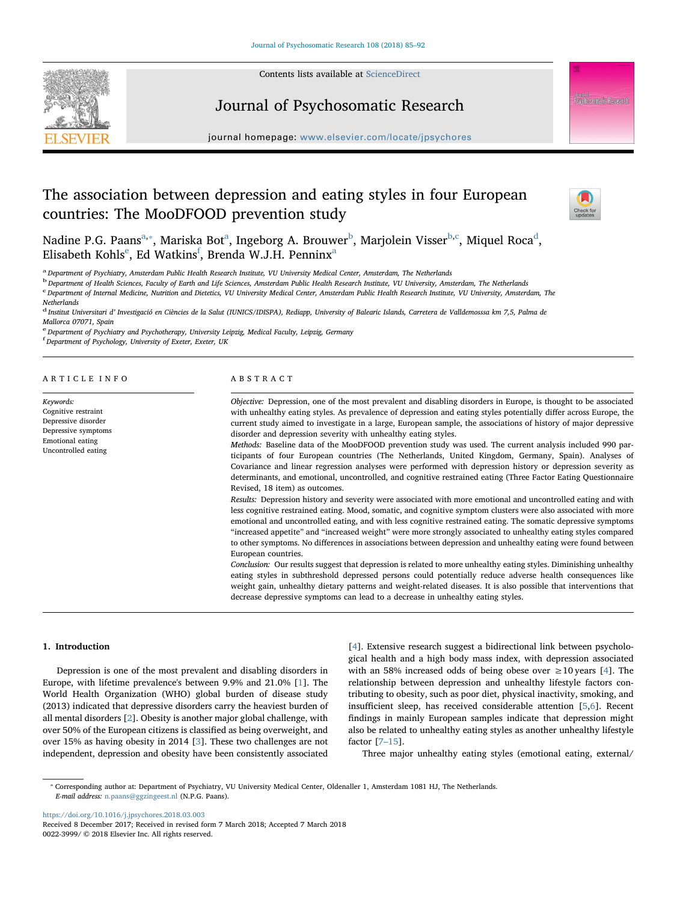# The association between depression and eating styles in four European countries: The MooDFOOD prevention study

Nadine P.G. Paans[a,*], Mariska Bot[a], Ingeborg A. Brouwer[b], Marjolein Visser[b,c], Miquel Roca[d], Elisabeth Kohls[e], Ed Watkins[f], Brenda W.J.H. Penninx[a]

[a] Department of Psychiatry, Amsterdam Public Health Research Institute, VU University Medical Center, Amsterdam, The Netherlands
[b] Department of Health Sciences, Faculty of Earth and Life Sciences, Amsterdam Public Health Research Institute, VU University, Amsterdam, The Netherlands
[c] Department of Internal Medicine, Nutrition and Dietetics, VU University Medical Center, Amsterdam Public Health Research Institute, VU University, Amsterdam, The Netherlands
[d] Institut Universitari d' Investigació en Ciències de la Salut (IUNICS/IDISPA), Rediapp, University of Balearic Islands, Carretera de Valldemossa km 7,5, Palma de Mallorca 07071, Spain
[e] Department of Psychiatry and Psychotherapy, University Leipzig, Medical Faculty, Leipzig, Germany
[f] Department of Psychology, University of Exeter, Exeter, UK

## ARTICLE INFO

*Keywords:*
Cognitive restraint
Depressive disorder
Depressive symptoms
Emotional eating
Uncontrolled eating

## ABSTRACT

*Objective:* Depression, one of the most prevalent and disabling disorders in Europe, is thought to be associated with unhealthy eating styles. As prevalence of depression and eating styles potentially differ across Europe, the current study aimed to investigate in a large, European sample, the associations of history of major depressive disorder and depression severity with unhealthy eating styles.

*Methods:* Baseline data of the MooDFOOD prevention study was used. The current analysis included 990 participants of four European countries (The Netherlands, United Kingdom, Germany, Spain). Analyses of Covariance and linear regression analyses were performed with depression history or depression severity as determinants, and emotional, uncontrolled, and cognitive restrained eating (Three Factor Eating Questionnaire Revised, 18 item) as outcomes.

*Results:* Depression history and severity were associated with more emotional and uncontrolled eating and with less cognitive restrained eating. Mood, somatic, and cognitive symptom clusters were also associated with more emotional and uncontrolled eating, and with less cognitive restrained eating. The somatic depressive symptoms "increased appetite" and "increased weight" were more strongly associated to unhealthy eating styles compared to other symptoms. No differences in associations between depression and unhealthy eating were found between European countries.

*Conclusion:* Our results suggest that depression is related to more unhealthy eating styles. Diminishing unhealthy eating styles in subthreshold depressed persons could potentially reduce adverse health consequences like weight gain, unhealthy dietary patterns and weight-related diseases. It is also possible that interventions that decrease depressive symptoms can lead to a decrease in unhealthy eating styles.

## 1. Introduction

Depression is one of the most prevalent and disabling disorders in Europe, with lifetime prevalence's between 9.9% and 21.0% [1]. The World Health Organization (WHO) global burden of disease study (2013) indicated that depressive disorders carry the heaviest burden of all mental disorders [2]. Obesity is another major global challenge, with over 50% of the European citizens is classified as being overweight, and over 15% as having obesity in 2014 [3]. These two challenges are not independent, depression and obesity have been consistently associated [4]. Extensive research suggest a bidirectional link between psychological health and a high body mass index, with depression associated with an 58% increased odds of being obese over ≥10 years [4]. The relationship between depression and unhealthy lifestyle factors contributing to obesity, such as poor diet, physical inactivity, smoking, and insufficient sleep, has received considerable attention [5,6]. Recent findings in mainly European samples indicate that depression might also be related to unhealthy eating styles as another unhealthy lifestyle factor [7–15].

Three major unhealthy eating styles (emotional eating, external/

---

* Corresponding author at: Department of Psychiatry, VU University Medical Center, Oldenaller 1, Amsterdam 1081 HJ, The Netherlands.
*E-mail address:* n.paans@ggzingeest.nl (N.P.G. Paans).

https://doi.org/10.1016/j.jpsychores.2018.03.003
Received 8 December 2017; Received in revised form 7 March 2018; Accepted 7 March 2018
0022-3999/ © 2018 Elsevier Inc. All rights reserved.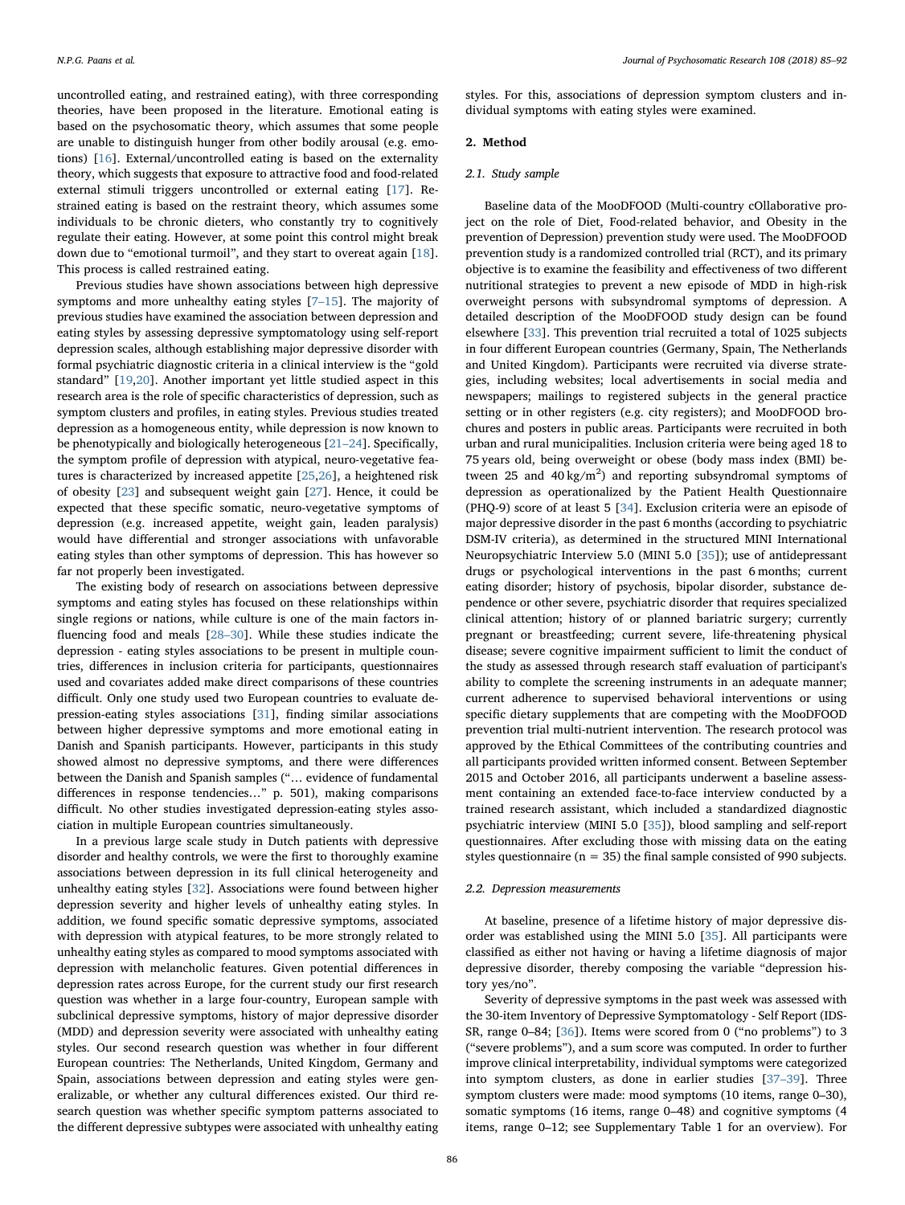uncontrolled eating, and restrained eating), with three corresponding theories, have been proposed in the literature. Emotional eating is based on the psychosomatic theory, which assumes that some people are unable to distinguish hunger from other bodily arousal (e.g. emotions) [16]. External/uncontrolled eating is based on the externality theory, which suggests that exposure to attractive food and food-related external stimuli triggers uncontrolled or external eating [17]. Restrained eating is based on the restraint theory, which assumes some individuals to be chronic dieters, who constantly try to cognitively regulate their eating. However, at some point this control might break down due to "emotional turmoil", and they start to overeat again [18]. This process is called restrained eating.

Previous studies have shown associations between high depressive symptoms and more unhealthy eating styles [7–15]. The majority of previous studies have examined the association between depression and eating styles by assessing depressive symptomatology using self-report depression scales, although establishing major depressive disorder with formal psychiatric diagnostic criteria in a clinical interview is the "gold standard" [19,20]. Another important yet little studied aspect in this research area is the role of specific characteristics of depression, such as symptom clusters and profiles, in eating styles. Previous studies treated depression as a homogeneous entity, while depression is now known to be phenotypically and biologically heterogeneous [21–24]. Specifically, the symptom profile of depression with atypical, neuro-vegetative features is characterized by increased appetite [25,26], a heightened risk of obesity [23] and subsequent weight gain [27]. Hence, it could be expected that these specific somatic, neuro-vegetative symptoms of depression (e.g. increased appetite, weight gain, leaden paralysis) would have differential and stronger associations with unfavorable eating styles than other symptoms of depression. This has however so far not properly been investigated.

The existing body of research on associations between depressive symptoms and eating styles has focused on these relationships within single regions or nations, while culture is one of the main factors influencing food and meals [28–30]. While these studies indicate the depression - eating styles associations to be present in multiple countries, differences in inclusion criteria for participants, questionnaires used and covariates added make direct comparisons of these countries difficult. Only one study used two European countries to evaluate depression-eating styles associations [31], finding similar associations between higher depressive symptoms and more emotional eating in Danish and Spanish participants. However, participants in this study showed almost no depressive symptoms, and there were differences between the Danish and Spanish samples ("… evidence of fundamental differences in response tendencies…" p. 501), making comparisons difficult. No other studies investigated depression-eating styles association in multiple European countries simultaneously.

In a previous large scale study in Dutch patients with depressive disorder and healthy controls, we were the first to thoroughly examine associations between depression in its full clinical heterogeneity and unhealthy eating styles [32]. Associations were found between higher depression severity and higher levels of unhealthy eating styles. In addition, we found specific somatic depressive symptoms, associated with depression with atypical features, to be more strongly related to unhealthy eating styles as compared to mood symptoms associated with depression with melancholic features. Given potential differences in depression rates across Europe, for the current study our first research question was whether in a large four-country, European sample with subclinical depressive symptoms, history of major depressive disorder (MDD) and depression severity were associated with unhealthy eating styles. Our second research question was whether in four different European countries: The Netherlands, United Kingdom, Germany and Spain, associations between depression and eating styles were generalizable, or whether any cultural differences existed. Our third research question was whether specific symptom patterns associated to the different depressive subtypes were associated with unhealthy eating styles. For this, associations of depression symptom clusters and individual symptoms with eating styles were examined.

## 2. Method

### 2.1. Study sample

Baseline data of the MooDFOOD (Multi-country cOllaborative project on the role of Diet, Food-related behavior, and Obesity in the prevention of Depression) prevention study were used. The MooDFOOD prevention study is a randomized controlled trial (RCT), and its primary objective is to examine the feasibility and effectiveness of two different nutritional strategies to prevent a new episode of MDD in high-risk overweight persons with subsyndromal symptoms of depression. A detailed description of the MooDFOOD study design can be found elsewhere [33]. This prevention trial recruited a total of 1025 subjects in four different European countries (Germany, Spain, The Netherlands and United Kingdom). Participants were recruited via diverse strategies, including websites; local advertisements in social media and newspapers; mailings to registered subjects in the general practice setting or in other registers (e.g. city registers); and MooDFOOD brochures and posters in public areas. Participants were recruited in both urban and rural municipalities. Inclusion criteria were being aged 18 to 75 years old, being overweight or obese (body mass index (BMI) between 25 and 40 kg/m$^2$) and reporting subsyndromal symptoms of depression as operationalized by the Patient Health Questionnaire (PHQ-9) score of at least 5 [34]. Exclusion criteria were an episode of major depressive disorder in the past 6 months (according to psychiatric DSM-IV criteria), as determined in the structured MINI International Neuropsychiatric Interview 5.0 (MINI 5.0 [35]); use of antidepressant drugs or psychological interventions in the past 6 months; current eating disorder; history of psychosis, bipolar disorder, substance dependence or other severe, psychiatric disorder that requires specialized clinical attention; history of or planned bariatric surgery; currently pregnant or breastfeeding; current severe, life-threatening physical disease; severe cognitive impairment sufficient to limit the conduct of the study as assessed through research staff evaluation of participant's ability to complete the screening instruments in an adequate manner; current adherence to supervised behavioral interventions or using specific dietary supplements that are competing with the MooDFOOD prevention trial multi-nutrient intervention. The research protocol was approved by the Ethical Committees of the contributing countries and all participants provided written informed consent. Between September 2015 and October 2016, all participants underwent a baseline assessment containing an extended face-to-face interview conducted by a trained research assistant, which included a standardized diagnostic psychiatric interview (MINI 5.0 [35]), blood sampling and self-report questionnaires. After excluding those with missing data on the eating styles questionnaire (n = 35) the final sample consisted of 990 subjects.

### 2.2. Depression measurements

At baseline, presence of a lifetime history of major depressive disorder was established using the MINI 5.0 [35]. All participants were classified as either not having or having a lifetime diagnosis of major depressive disorder, thereby composing the variable "depression history yes/no".

Severity of depressive symptoms in the past week was assessed with the 30-item Inventory of Depressive Symptomatology - Self Report (IDS-SR, range 0–84; [36]). Items were scored from 0 ("no problems") to 3 ("severe problems"), and a sum score was computed. In order to further improve clinical interpretability, individual symptoms were categorized into symptom clusters, as done in earlier studies [37–39]. Three symptom clusters were made: mood symptoms (10 items, range 0–30), somatic symptoms (16 items, range 0–48) and cognitive symptoms (4 items, range 0–12; see Supplementary Table 1 for an overview). For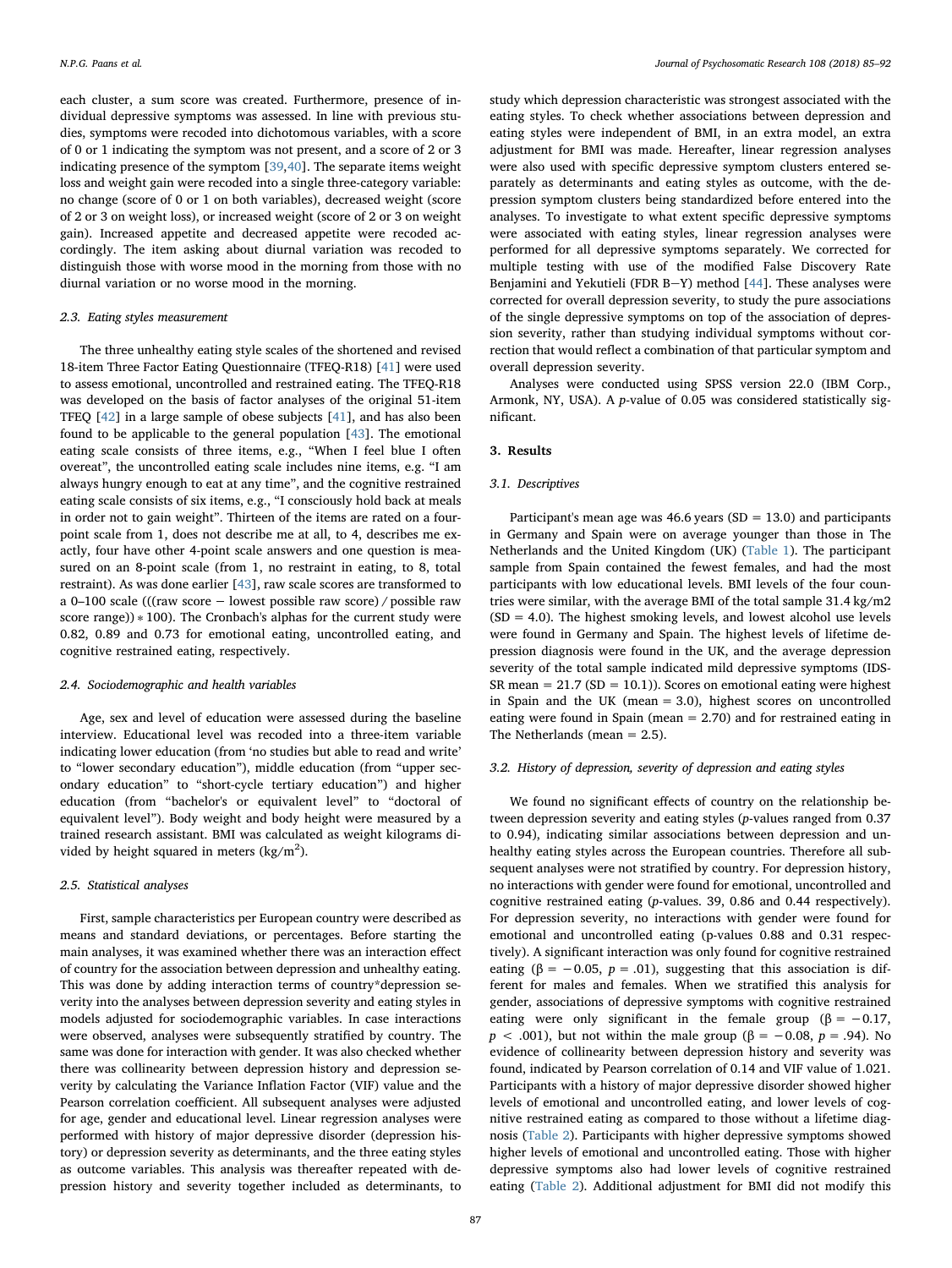each cluster, a sum score was created. Furthermore, presence of individual depressive symptoms was assessed. In line with previous studies, symptoms were recoded into dichotomous variables, with a score of 0 or 1 indicating the symptom was not present, and a score of 2 or 3 indicating presence of the symptom [39,40]. The separate items weight loss and weight gain were recoded into a single three-category variable: no change (score of 0 or 1 on both variables), decreased weight (score of 2 or 3 on weight loss), or increased weight (score of 2 or 3 on weight gain). Increased appetite and decreased appetite were recoded accordingly. The item asking about diurnal variation was recoded to distinguish those with worse mood in the morning from those with no diurnal variation or no worse mood in the morning.

### 2.3. Eating styles measurement

The three unhealthy eating style scales of the shortened and revised 18-item Three Factor Eating Questionnaire (TFEQ-R18) [41] were used to assess emotional, uncontrolled and restrained eating. The TFEQ-R18 was developed on the basis of factor analyses of the original 51-item TFEQ [42] in a large sample of obese subjects [41], and has also been found to be applicable to the general population [43]. The emotional eating scale consists of three items, e.g., "When I feel blue I often overeat", the uncontrolled eating scale includes nine items, e.g. "I am always hungry enough to eat at any time", and the cognitive restrained eating scale consists of six items, e.g., "I consciously hold back at meals in order not to gain weight". Thirteen of the items are rated on a four-point scale from 1, does not describe me at all, to 4, describes me exactly, four have other 4-point scale answers and one question is measured on an 8-point scale (from 1, no restraint in eating, to 8, total restraint). As was done earlier [43], raw scale scores are transformed to a 0–100 scale (((raw score − lowest possible raw score) / possible raw score range)) * 100). The Cronbach's alphas for the current study were 0.82, 0.89 and 0.73 for emotional eating, uncontrolled eating, and cognitive restrained eating, respectively.

### 2.4. Sociodemographic and health variables

Age, sex and level of education were assessed during the baseline interview. Educational level was recoded into a three-item variable indicating lower education (from 'no studies but able to read and write' to "lower secondary education"), middle education (from "upper secondary education" to "short-cycle tertiary education") and higher education (from "bachelor's or equivalent level" to "doctoral of equivalent level"). Body weight and body height were measured by a trained research assistant. BMI was calculated as weight kilograms divided by height squared in meters (kg/m$^2$).

### 2.5. Statistical analyses

First, sample characteristics per European country were described as means and standard deviations, or percentages. Before starting the main analyses, it was examined whether there was an interaction effect of country for the association between depression and unhealthy eating. This was done by adding interaction terms of country*depression severity into the analyses between depression severity and eating styles in models adjusted for sociodemographic variables. In case interactions were observed, analyses were subsequently stratified by country. The same was done for interaction with gender. It was also checked whether there was collinearity between depression history and depression severity by calculating the Variance Inflation Factor (VIF) value and the Pearson correlation coefficient. All subsequent analyses were adjusted for age, gender and educational level. Linear regression analyses were performed with history of major depressive disorder (depression history) or depression severity as determinants, and the three eating styles as outcome variables. This analysis was thereafter repeated with depression history and severity together included as determinants, to study which depression characteristic was strongest associated with the eating styles. To check whether associations between depression and eating styles were independent of BMI, in an extra model, an extra adjustment for BMI was made. Hereafter, linear regression analyses were also used with specific depressive symptom clusters entered separately as determinants and eating styles as outcome, with the depression symptom clusters being standardized before entered into the analyses. To investigate to what extent specific depressive symptoms were associated with eating styles, linear regression analyses were performed for all depressive symptoms separately. We corrected for multiple testing with use of the modified False Discovery Rate Benjamini and Yekutieli (FDR B−Y) method [44]. These analyses were corrected for overall depression severity, to study the pure associations of the single depressive symptoms on top of the association of depression severity, rather than studying individual symptoms without correction that would reflect a combination of that particular symptom and overall depression severity.

Analyses were conducted using SPSS version 22.0 (IBM Corp., Armonk, NY, USA). A $p$-value of 0.05 was considered statistically significant.

## 3. Results

### 3.1. Descriptives

Participant's mean age was 46.6 years (SD = 13.0) and participants in Germany and Spain were on average younger than those in The Netherlands and the United Kingdom (UK) (Table 1). The participant sample from Spain contained the fewest females, and had the most participants with low educational levels. BMI levels of the four countries were similar, with the average BMI of the total sample 31.4 kg/m2 (SD = 4.0). The highest smoking levels, and lowest alcohol use levels were found in Germany and Spain. The highest levels of lifetime depression diagnosis were found in the UK, and the average depression severity of the total sample indicated mild depressive symptoms (IDS-SR mean = 21.7 (SD = 10.1)). Scores on emotional eating were highest in Spain and the UK (mean = 3.0), highest scores on uncontrolled eating were found in Spain (mean = 2.70) and for restrained eating in The Netherlands (mean = 2.5).

### 3.2. History of depression, severity of depression and eating styles

We found no significant effects of country on the relationship between depression severity and eating styles ($p$-values ranged from 0.37 to 0.94), indicating similar associations between depression and unhealthy eating styles across the European countries. Therefore all subsequent analyses were not stratified by country. For depression history, no interactions with gender were found for emotional, uncontrolled and cognitive restrained eating ($p$-values. 39, 0.86 and 0.44 respectively). For depression severity, no interactions with gender were found for emotional and uncontrolled eating (p-values 0.88 and 0.31 respectively). A significant interaction was only found for cognitive restrained eating ($\beta = -0.05$, $p = .01$), suggesting that this association is different for males and females. When we stratified this analysis for gender, associations of depressive symptoms with cognitive restrained eating were only significant in the female group ($\beta = -0.17$, $p < .001$), but not within the male group ($\beta = -0.08$, $p = .94$). No evidence of collinearity between depression history and severity was found, indicated by Pearson correlation of 0.14 and VIF value of 1.021. Participants with a history of major depressive disorder showed higher levels of emotional and uncontrolled eating, and lower levels of cognitive restrained eating as compared to those without a lifetime diagnosis (Table 2). Participants with higher depressive symptoms showed higher levels of emotional and uncontrolled eating. Those with higher depressive symptoms also had lower levels of cognitive restrained eating (Table 2). Additional adjustment for BMI did not modify this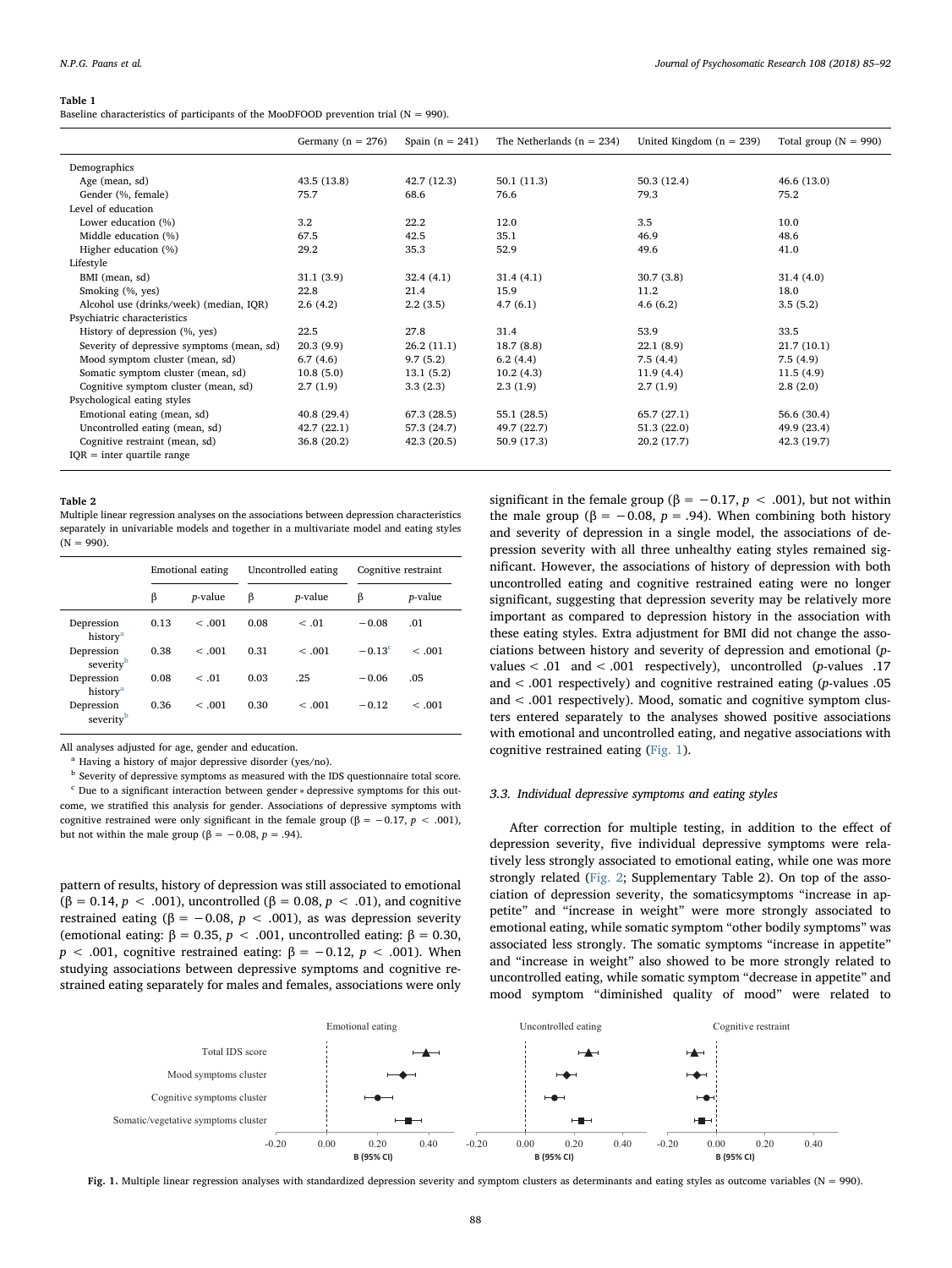**Table 1**

Baseline characteristics of participants of the MooDFOOD prevention trial (N = 990).

| | Germany (n = 276) | Spain (n = 241) | The Netherlands (n = 234) | United Kingdom (n = 239) | Total group (N = 990) |
|---|---|---|---|---|---|
| Demographics | | | | | |
| Age (mean, sd) | 43.5 (13.8) | 42.7 (12.3) | 50.1 (11.3) | 50.3 (12.4) | 46.6 (13.0) |
| Gender (%, female) | 75.7 | 68.6 | 76.6 | 79.3 | 75.2 |
| Level of education | | | | | |
| Lower education (%) | 3.2 | 22.2 | 12.0 | 3.5 | 10.0 |
| Middle education (%) | 67.5 | 42.5 | 35.1 | 46.9 | 48.6 |
| Higher education (%) | 29.2 | 35.3 | 52.9 | 49.6 | 41.0 |
| Lifestyle | | | | | |
| BMI (mean, sd) | 31.1 (3.9) | 32.4 (4.1) | 31.4 (4.1) | 30.7 (3.8) | 31.4 (4.0) |
| Smoking (%, yes) | 22.8 | 21.4 | 15.9 | 11.2 | 18.0 |
| Alcohol use (drinks/week) (median, IQR) | 2.6 (4.2) | 2.2 (3.5) | 4.7 (6.1) | 4.6 (6.2) | 3.5 (5.2) |
| Psychiatric characteristics | | | | | |
| History of depression (%, yes) | 22.5 | 27.8 | 31.4 | 53.9 | 33.5 |
| Severity of depressive symptoms (mean, sd) | 20.3 (9.9) | 26.2 (11.1) | 18.7 (8.8) | 22.1 (8.9) | 21.7 (10.1) |
| Mood symptom cluster (mean, sd) | 6.7 (4.6) | 9.7 (5.2) | 6.2 (4.4) | 7.5 (4.4) | 7.5 (4.9) |
| Somatic symptom cluster (mean, sd) | 10.8 (5.0) | 13.1 (5.2) | 10.2 (4.3) | 11.9 (4.4) | 11.5 (4.9) |
| Cognitive symptom cluster (mean, sd) | 2.7 (1.9) | 3.3 (2.3) | 2.3 (1.9) | 2.7 (1.9) | 2.8 (2.0) |
| Psychological eating styles | | | | | |
| Emotional eating (mean, sd) | 40.8 (29.4) | 67.3 (28.5) | 55.1 (28.5) | 65.7 (27.1) | 56.6 (30.4) |
| Uncontrolled eating (mean, sd) | 42.7 (22.1) | 57.3 (24.7) | 49.7 (22.7) | 51.3 (22.0) | 49.9 (23.4) |
| Cognitive restraint (mean, sd) | 36.8 (20.2) | 42.3 (20.5) | 50.9 (17.3) | 20.2 (17.7) | 42.3 (19.7) |

IQR = inter quartile range

**Table 2**

Multiple linear regression analyses on the associations between depression characteristics separately in univariable models and together in a multivariate model and eating styles (N = 990).

| | Emotional eating | | Uncontrolled eating | | Cognitive restraint | |
|---|---|---|---|---|---|---|
| | β | *p*-value | β | *p*-value | β | *p*-value |
| Depression history[a] | 0.13 | < .001 | 0.08 | < .01 | −0.08 | .01 |
| Depression severity[b] | 0.38 | < .001 | 0.31 | < .001 | −0.13[c] | < .001 |
| Depression history[a] | 0.08 | < .01 | 0.03 | .25 | −0.06 | .05 |
| Depression severity[b] | 0.36 | < .001 | 0.30 | < .001 | −0.12 | < .001 |

All analyses adjusted for age, gender and education.

[a] Having a history of major depressive disorder (yes/no).

[b] Severity of depressive symptoms as measured with the IDS questionnaire total score.

[c] Due to a significant interaction between gender * depressive symptoms for this outcome, we stratified this analysis for gender. Associations of depressive symptoms with cognitive restrained were only significant in the female group ($\beta = -0.17$, $p < .001$), but not within the male group ($\beta = -0.08$, $p = .94$).

pattern of results, history of depression was still associated to emotional ($\beta = 0.14$, $p < .001$), uncontrolled ($\beta = 0.08$, $p < .01$), and cognitive restrained eating ($\beta = -0.08$, $p < .001$), as was depression severity (emotional eating: $\beta = 0.35$, $p < .001$, uncontrolled eating: $\beta = 0.30$, $p < .001$, cognitive restrained eating: $\beta = -0.12$, $p < .001$). When studying associations between depressive symptoms and cognitive restrained eating separately for males and females, associations were only significant in the female group ($\beta = -0.17$, $p < .001$), but not within the male group ($\beta = -0.08$, $p = .94$). When combining both history and severity of depression in a single model, the associations of depression severity with all three unhealthy eating styles remained significant. However, the associations of history of depression with both uncontrolled eating and cognitive restrained eating were no longer significant, suggesting that depression severity may be relatively more important as compared to depression history in the association with these eating styles. Extra adjustment for BMI did not change the associations between history and severity of depression and emotional (*p*-values < .01 and < .001 respectively), uncontrolled (*p*-values .17 and < .001 respectively) and cognitive restrained eating (*p*-values .05 and < .001 respectively). Mood, somatic and cognitive symptom clusters entered separately to the analyses showed positive associations with emotional and uncontrolled eating, and negative associations with cognitive restrained eating (Fig. 1).

### 3.3. Individual depressive symptoms and eating styles

After correction for multiple testing, in addition to the effect of depression severity, five individual depressive symptoms were relatively less strongly associated to emotional eating, while one was more strongly related (Fig. 2; Supplementary Table 2). On top of the association of depression severity, the somaticsymptoms "increase in appetite" and "increase in weight" were more strongly associated to emotional eating, while somatic symptom "other bodily symptoms" was associated less strongly. The somatic symptoms "increase in appetite" and "increase in weight" also showed to be more strongly related to uncontrolled eating, while somatic symptom "decrease in appetite" and mood symptom "diminished quality of mood" were related to

**Fig. 1.** Multiple linear regression analyses with standardized depression severity and symptom clusters as determinants and eating styles as outcome variables (N = 990).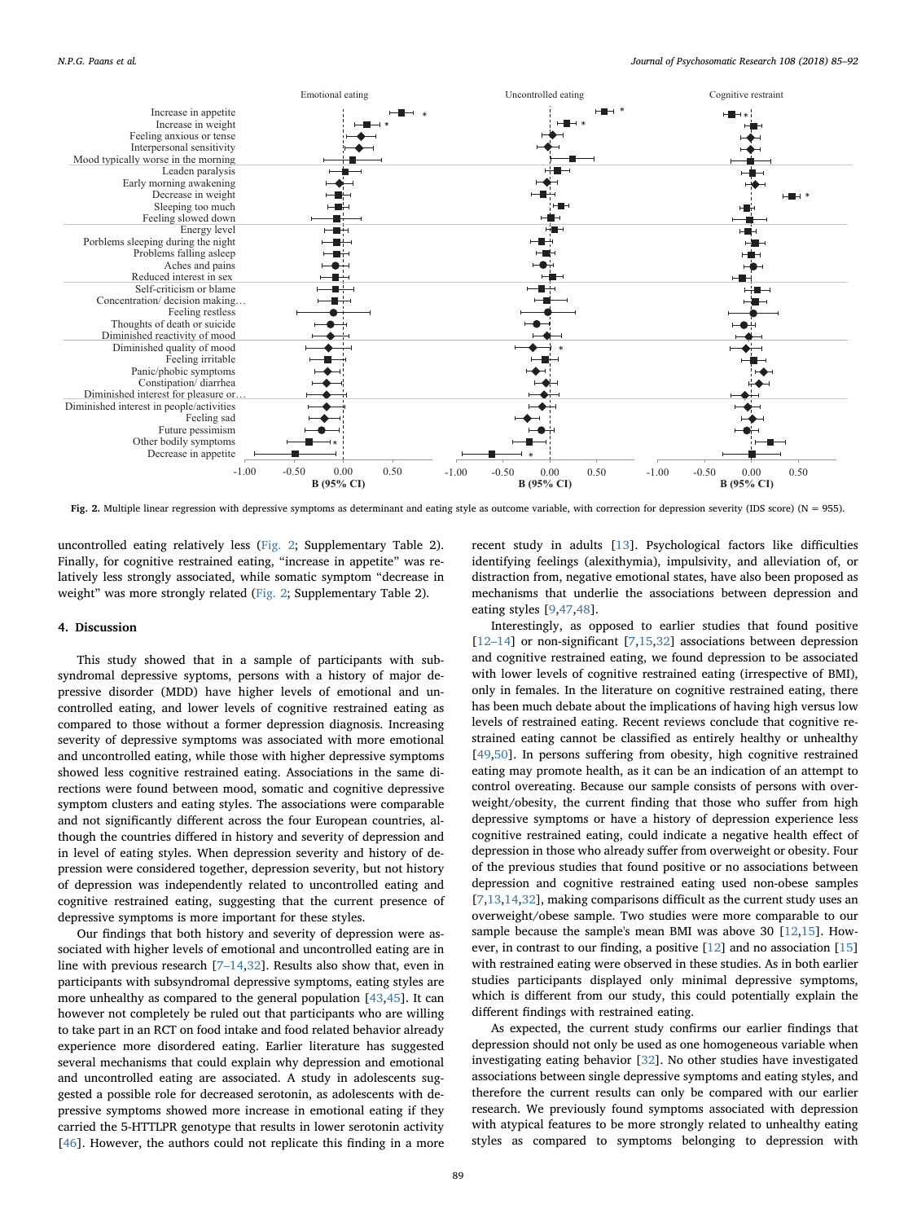Fig. 2. Multiple linear regression with depressive symptoms as determinant and eating style as outcome variable, with correction for depression severity (IDS score) (N = 955).

uncontrolled eating relatively less (Fig. 2; Supplementary Table 2). Finally, for cognitive restrained eating, "increase in appetite" was relatively less strongly associated, while somatic symptom "decrease in weight" was more strongly related (Fig. 2; Supplementary Table 2).

## 4. Discussion

This study showed that in a sample of participants with subsyndromal depressive syptoms, persons with a history of major depressive disorder (MDD) have higher levels of emotional and uncontrolled eating, and lower levels of cognitive restrained eating as compared to those without a former depression diagnosis. Increasing severity of depressive symptoms was associated with more emotional and uncontrolled eating, while those with higher depressive symptoms showed less cognitive restrained eating. Associations in the same directions were found between mood, somatic and cognitive depressive symptom clusters and eating styles. The associations were comparable and not significantly different across the four European countries, although the countries differed in history and severity of depression and in level of eating styles. When depression severity and history of depression were considered together, depression severity, but not history of depression was independently related to uncontrolled eating and cognitive restrained eating, suggesting that the current presence of depressive symptoms is more important for these styles.

Our findings that both history and severity of depression were associated with higher levels of emotional and uncontrolled eating are in line with previous research [7–14,32]. Results also show that, even in participants with subsyndromal depressive symptoms, eating styles are more unhealthy as compared to the general population [43,45]. It can however not completely be ruled out that participants who are willing to take part in an RCT on food intake and food related behavior already experience more disordered eating. Earlier literature has suggested several mechanisms that could explain why depression and emotional and uncontrolled eating are associated. A study in adolescents suggested a possible role for decreased serotonin, as adolescents with depressive symptoms showed more increase in emotional eating if they carried the 5-HTTLPR genotype that results in lower serotonin activity [46]. However, the authors could not replicate this finding in a more recent study in adults [13]. Psychological factors like difficulties identifying feelings (alexithymia), impulsivity, and alleviation of, or distraction from, negative emotional states, have also been proposed as mechanisms that underlie the associations between depression and eating styles [9,47,48].

Interestingly, as opposed to earlier studies that found positive [12–14] or non-significant [7,15,32] associations between depression and cognitive restrained eating, we found depression to be associated with lower levels of cognitive restrained eating (irrespective of BMI), only in females. In the literature on cognitive restrained eating, there has been much debate about the implications of having high versus low levels of restrained eating. Recent reviews conclude that cognitive restrained eating cannot be classified as entirely healthy or unhealthy [49,50]. In persons suffering from obesity, high cognitive restrained eating may promote health, as it can be an indication of an attempt to control overeating. Because our sample consists of persons with overweight/obesity, the current finding that those who suffer from high depressive symptoms or have a history of depression experience less cognitive restrained eating, could indicate a negative health effect of depression in those who already suffer from overweight or obesity. Four of the previous studies that found positive or no associations between depression and cognitive restrained eating used non-obese samples [7,13,14,32], making comparisons difficult as the current study uses an overweight/obese sample. Two studies were more comparable to our sample because the sample's mean BMI was above 30 [12,15]. However, in contrast to our finding, a positive [12] and no association [15] with restrained eating were observed in these studies. As in both earlier studies participants displayed only minimal depressive symptoms, which is different from our study, this could potentially explain the different findings with restrained eating.

As expected, the current study confirms our earlier findings that depression should not only be used as one homogeneous variable when investigating eating behavior [32]. No other studies have investigated associations between single depressive symptoms and eating styles, and therefore the current results can only be compared with our earlier research. We previously found symptoms associated with depression with atypical features to be more strongly related to unhealthy eating styles as compared to symptoms belonging to depression with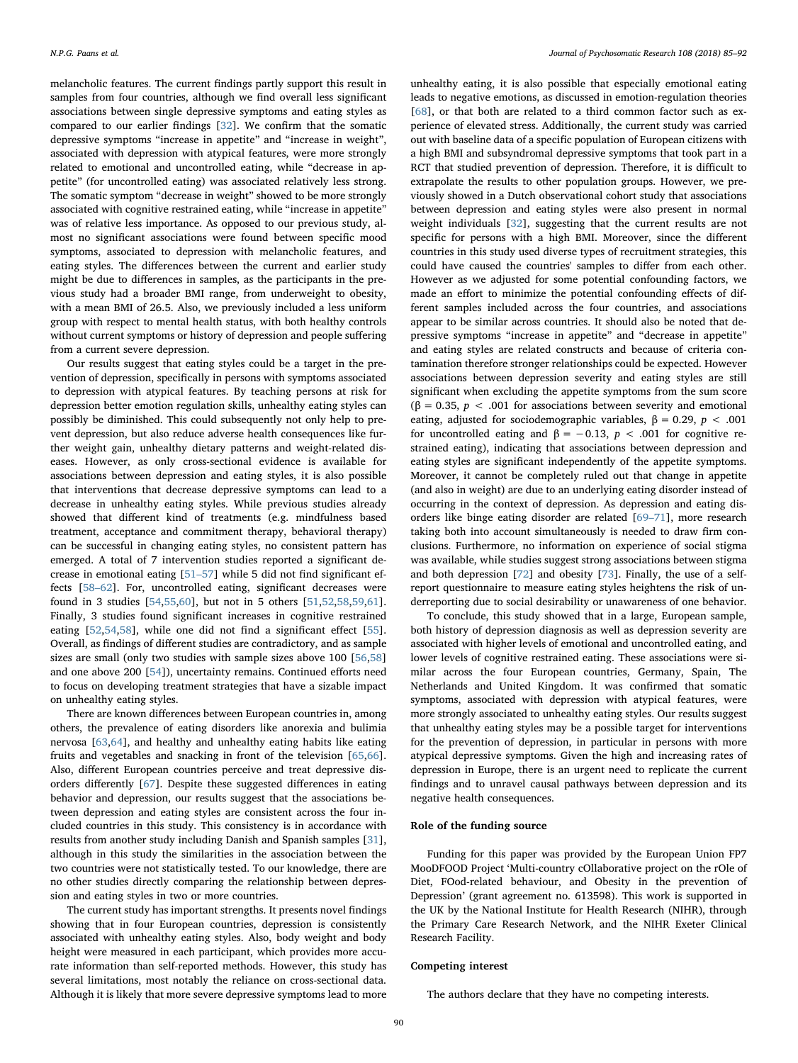melancholic features. The current findings partly support this result in samples from four countries, although we find overall less significant associations between single depressive symptoms and eating styles as compared to our earlier findings [32]. We confirm that the somatic depressive symptoms "increase in appetite" and "increase in weight", associated with depression with atypical features, were more strongly related to emotional and uncontrolled eating, while "decrease in appetite" (for uncontrolled eating) was associated relatively less strong. The somatic symptom "decrease in weight" showed to be more strongly associated with cognitive restrained eating, while "increase in appetite" was of relative less importance. As opposed to our previous study, almost no significant associations were found between specific mood symptoms, associated to depression with melancholic features, and eating styles. The differences between the current and earlier study might be due to differences in samples, as the participants in the previous study had a broader BMI range, from underweight to obesity, with a mean BMI of 26.5. Also, we previously included a less uniform group with respect to mental health status, with both healthy controls without current symptoms or history of depression and people suffering from a current severe depression.

Our results suggest that eating styles could be a target in the prevention of depression, specifically in persons with symptoms associated to depression with atypical features. By teaching persons at risk for depression better emotion regulation skills, unhealthy eating styles can possibly be diminished. This could subsequently not only help to prevent depression, but also reduce adverse health consequences like further weight gain, unhealthy dietary patterns and weight-related diseases. However, as only cross-sectional evidence is available for associations between depression and eating styles, it is also possible that interventions that decrease depressive symptoms can lead to a decrease in unhealthy eating styles. While previous studies already showed that different kind of treatments (e.g. mindfulness based treatment, acceptance and commitment therapy, behavioral therapy) can be successful in changing eating styles, no consistent pattern has emerged. A total of 7 intervention studies reported a significant decrease in emotional eating [51–57] while 5 did not find significant effects [58–62]. For, uncontrolled eating, significant decreases were found in 3 studies [54,55,60], but not in 5 others [51,52,58,59,61]. Finally, 3 studies found significant increases in cognitive restrained eating [52,54,58], while one did not find a significant effect [55]. Overall, as findings of different studies are contradictory, and as sample sizes are small (only two studies with sample sizes above 100 [56,58] and one above 200 [54]), uncertainty remains. Continued efforts need to focus on developing treatment strategies that have a sizable impact on unhealthy eating styles.

There are known differences between European countries in, among others, the prevalence of eating disorders like anorexia and bulimia nervosa [63,64], and healthy and unhealthy eating habits like eating fruits and vegetables and snacking in front of the television [65,66]. Also, different European countries perceive and treat depressive disorders differently [67]. Despite these suggested differences in eating behavior and depression, our results suggest that the associations between depression and eating styles are consistent across the four included countries in this study. This consistency is in accordance with results from another study including Danish and Spanish samples [31], although in this study the similarities in the association between the two countries were not statistically tested. To our knowledge, there are no other studies directly comparing the relationship between depression and eating styles in two or more countries.

The current study has important strengths. It presents novel findings showing that in four European countries, depression is consistently associated with unhealthy eating styles. Also, body weight and body height were measured in each participant, which provides more accurate information than self-reported methods. However, this study has several limitations, most notably the reliance on cross-sectional data. Although it is likely that more severe depressive symptoms lead to more unhealthy eating, it is also possible that especially emotional eating leads to negative emotions, as discussed in emotion-regulation theories [68], or that both are related to a third common factor such as experience of elevated stress. Additionally, the current study was carried out with baseline data of a specific population of European citizens with a high BMI and subsyndromal depressive symptoms that took part in a RCT that studied prevention of depression. Therefore, it is difficult to extrapolate the results to other population groups. However, we previously showed in a Dutch observational cohort study that associations between depression and eating styles were also present in normal weight individuals [32], suggesting that the current results are not specific for persons with a high BMI. Moreover, since the different countries in this study used diverse types of recruitment strategies, this could have caused the countries' samples to differ from each other. However as we adjusted for some potential confounding factors, we made an effort to minimize the potential confounding effects of different samples included across the four countries, and associations appear to be similar across countries. It should also be noted that depressive symptoms "increase in appetite" and "decrease in appetite" and eating styles are related constructs and because of criteria contamination therefore stronger relationships could be expected. However associations between depression severity and eating styles are still significant when excluding the appetite symptoms from the sum score ($\beta = 0.35$, $p < .001$ for associations between severity and emotional eating, adjusted for sociodemographic variables, $\beta = 0.29$, $p < .001$ for uncontrolled eating and $\beta = -0.13$, $p < .001$ for cognitive restrained eating), indicating that associations between depression and eating styles are significant independently of the appetite symptoms. Moreover, it cannot be completely ruled out that change in appetite (and also in weight) are due to an underlying eating disorder instead of occurring in the context of depression. As depression and eating disorders like binge eating disorder are related [69–71], more research taking both into account simultaneously is needed to draw firm conclusions. Furthermore, no information on experience of social stigma was available, while studies suggest strong associations between stigma and both depression [72] and obesity [73]. Finally, the use of a self-report questionnaire to measure eating styles heightens the risk of underreporting due to social desirability or unawareness of one behavior.

To conclude, this study showed that in a large, European sample, both history of depression diagnosis as well as depression severity are associated with higher levels of emotional and uncontrolled eating, and lower levels of cognitive restrained eating. These associations were similar across the four European countries, Germany, Spain, The Netherlands and United Kingdom. It was confirmed that somatic symptoms, associated with depression with atypical features, were more strongly associated to unhealthy eating styles. Our results suggest that unhealthy eating styles may be a possible target for interventions for the prevention of depression, in particular in persons with more atypical depressive symptoms. Given the high and increasing rates of depression in Europe, there is an urgent need to replicate the current findings and to unravel causal pathways between depression and its negative health consequences.

### Role of the funding source

Funding for this paper was provided by the European Union FP7 MooDFOOD Project 'Multi-country cOllaborative project on the rOle of Diet, FOod-related behaviour, and Obesity in the prevention of Depression' (grant agreement no. 613598). This work is supported in the UK by the National Institute for Health Research (NIHR), through the Primary Care Research Network, and the NIHR Exeter Clinical Research Facility.

### Competing interest

The authors declare that they have no competing interests.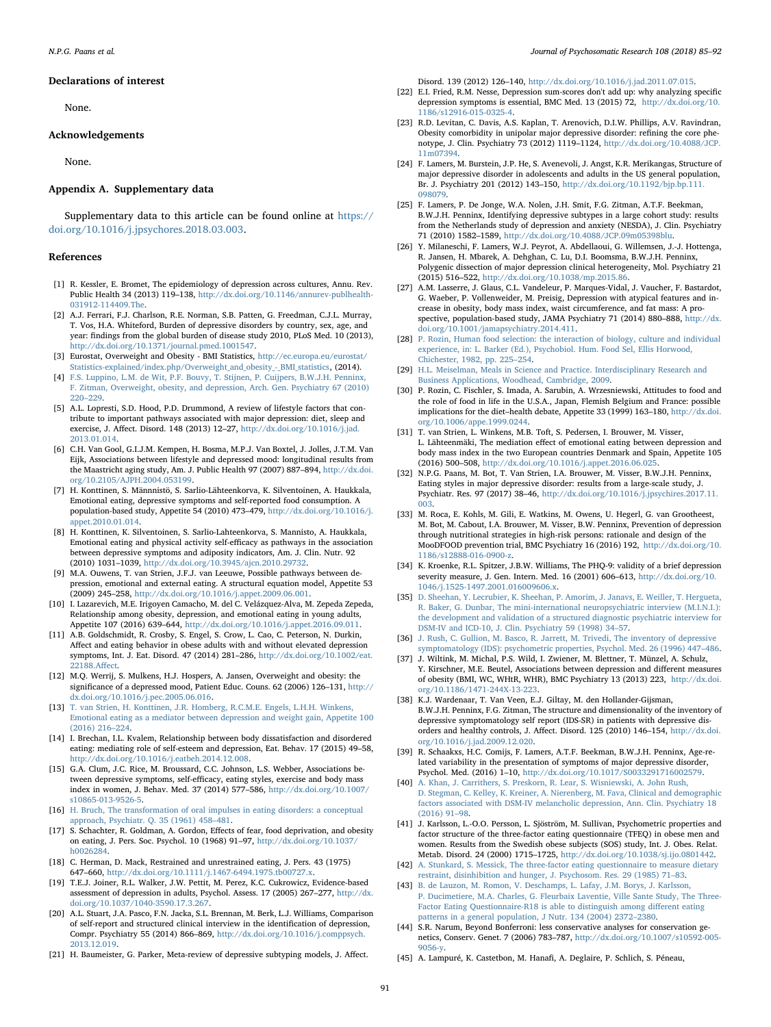## Declarations of interest

None.

## Acknowledgements

None.

## Appendix A. Supplementary data

Supplementary data to this article can be found online at https://doi.org/10.1016/j.jpsychores.2018.03.003.

## References

[1] R. Kessler, E. Bromet, The epidemiology of depression across cultures, Annu. Rev. Public Health 34 (2013) 119–138, http://dx.doi.org/10.1146/annurev-publhealth-031912-114409.The.

[2] A.J. Ferrari, F.J. Charlson, R.E. Norman, S.B. Patten, G. Freedman, C.J.L. Murray, T. Vos, H.A. Whiteford, Burden of depressive disorders by country, sex, age, and year: findings from the global burden of disease study 2010, PLoS Med. 10 (2013), http://dx.doi.org/10.1371/journal.pmed.1001547.

[3] Eurostat, Overweight and Obesity - BMI Statistics, http://ec.europa.eu/eurostat/Statistics-explained/index.php/Overweight_and_obesity_-_BMI_statistics, (2014).

[4] F.S. Luppino, L.M. de Wit, P.F. Bouvy, T. Stijnen, P. Cuijpers, B.W.J.H. Penninx, F. Zitman, Overweight, obesity, and depression, Arch. Gen. Psychiatry 67 (2010) 220–229.

[5] A.L. Lopresti, S.D. Hood, P.D. Drummond, A review of lifestyle factors that contribute to important pathways associated with major depression: diet, sleep and exercise, J. Affect. Disord. 148 (2013) 12–27, http://dx.doi.org/10.1016/j.jad.2013.01.014.

[6] C.H. Van Gool, G.I.J.M. Kempen, H. Bosma, M.P.J. Van Boxtel, J. Jolles, J.T.M. Van Eijk, Associations between lifestyle and depressed mood: longitudinal results from the Maastricht aging study, Am. J. Public Health 97 (2007) 887–894, http://dx.doi.org/10.2105/AJPH.2004.053199.

[7] H. Konttinen, S. Männnistö, S. Sarlio-Lähteenkorva, K. Silventoinen, A. Haukkala, Emotional eating, depressive symptoms and self-reported food consumption. A population-based study, Appetite 54 (2010) 473–479, http://dx.doi.org/10.1016/j.appet.2010.01.014.

[8] H. Konttinen, K. Silventoinen, S. Sarlio-Lahteenkorva, S. Mannisto, A. Haukkala, Emotional eating and physical activity self-efficacy as pathways in the association between depressive symptoms and adiposity indicators, Am. J. Clin. Nutr. 92 (2010) 1031–1039, http://dx.doi.org/10.3945/ajcn.2010.29732.

[9] M.A. Ouwens, T. van Strien, J.F.J. van Leeuwe, Possible pathways between depression, emotional and external eating. A structural equation model, Appetite 53 (2009) 245–258, http://dx.doi.org/10.1016/j.appet.2009.06.001.

[10] I. Lazarevich, M.E. Irigoyen Camacho, M. del C. Velázquez-Alva, M. Zepeda Zepeda, Relationship among obesity, depression, and emotional eating in young adults, Appetite 107 (2016) 639–644, http://dx.doi.org/10.1016/j.appet.2016.09.011.

[11] A.B. Goldschmidt, R. Crosby, S. Engel, S. Crow, L. Cao, C. Peterson, N. Durkin, Affect and eating behavior in obese adults with and without elevated depression symptoms, Int. J. Eat. Disord. 47 (2014) 281–286, http://dx.doi.org/10.1002/eat.22188.Affect.

[12] M.Q. Werrij, S. Mulkens, H.J. Hospers, A. Jansen, Overweight and obesity: the significance of a depressed mood, Patient Educ. Couns. 62 (2006) 126–131, http://dx.doi.org/10.1016/j.pec.2005.06.016.

[13] T. van Strien, H. Konttinen, J.R. Homberg, R.C.M.E. Engels, L.H.H. Winkens, Emotional eating as a mediator between depression and weight gain, Appetite 100 (2016) 216–224.

[14] I. Brechan, I.L. Kvalem, Relationship between body dissatisfaction and disordered eating: mediating role of self-esteem and depression, Eat. Behav. 17 (2015) 49–58, http://dx.doi.org/10.1016/j.eatbeh.2014.12.008.

[15] G.A. Clum, J.C. Rice, M. Broussard, C.C. Johnson, L.S. Webber, Associations between depressive symptoms, self-efficacy, eating styles, exercise and body mass index in women, J. Behav. Med. 37 (2014) 577–586, http://dx.doi.org/10.1007/s10865-013-9526-5.

[16] H. Bruch, The transformation of oral impulses in eating disorders: a conceptual approach, Psychiatr. Q. 35 (1961) 458–481.

[17] S. Schachter, R. Goldman, A. Gordon, Effects of fear, food deprivation, and obesity on eating, J. Pers. Soc. Psychol. 10 (1968) 91–97, http://dx.doi.org/10.1037/h0026284.

[18] C. Herman, D. Mack, Restrained and unrestrained eating, J. Pers. 43 (1975) 647–660, http://dx.doi.org/10.1111/j.1467-6494.1975.tb00727.x.

[19] T.E.J. Joiner, R.L. Walker, J.W. Pettit, M. Perez, K.C. Cukrowicz, Evidence-based assessment of depression in adults, Psychol. Assess. 17 (2005) 267–277, http://dx.doi.org/10.1037/1040-3590.17.3.267.

[20] A.L. Stuart, J.A. Pasco, F.N. Jacka, S.L. Brennan, M. Berk, L.J. Williams, Comparison of self-report and structured clinical interview in the identification of depression, Compr. Psychiatry 55 (2014) 866–869, http://dx.doi.org/10.1016/j.comppsych.2013.12.019.

[21] H. Baumeister, G. Parker, Meta-review of depressive subtyping models, J. Affect. Disord. 139 (2012) 126–140, http://dx.doi.org/10.1016/j.jad.2011.07.015.

[22] E.I. Fried, R.M. Nesse, Depression sum-scores don't add up: why analyzing specific depression symptoms is essential, BMC Med. 13 (2015) 72, http://dx.doi.org/10.1186/s12916-015-0325-4.

[23] R.D. Levitan, C. Davis, A.S. Kaplan, T. Arenovich, D.I.W. Phillips, A.V. Ravindran, Obesity comorbidity in unipolar major depressive disorder: refining the core phenotype, J. Clin. Psychiatry 73 (2012) 1119–1124, http://dx.doi.org/10.4088/JCP.11m07394.

[24] F. Lamers, M. Burstein, J.P. He, S. Avenevoli, J. Angst, K.R. Merikangas, Structure of major depressive disorder in adolescents and adults in the US general population, Br. J. Psychiatry 201 (2012) 143–150, http://dx.doi.org/10.1192/bjp.bp.111.098079.

[25] F. Lamers, P. De Jonge, W.A. Nolen, J.H. Smit, F.G. Zitman, A.T.F. Beekman, B.W.J.H. Penninx, Identifying depressive subtypes in a large cohort study: results from the Netherlands study of depression and anxiety (NESDA), J. Clin. Psychiatry 71 (2010) 1582–1589, http://dx.doi.org/10.4088/JCP.09m05398blu.

[26] Y. Milaneschi, F. Lamers, W.J. Peyrot, A. Abdellaoui, G. Willemsen, J.-J. Hottenga, R. Jansen, H. Mbarek, A. Dehghan, C. Lu, D.I. Boomsma, B.W.J.H. Penninx, Polygenic dissection of major depression clinical heterogeneity, Mol. Psychiatry 21 (2015) 516–522, http://dx.doi.org/10.1038/mp.2015.86.

[27] A.M. Lasserre, J. Glaus, C.L. Vandeleur, P. Marques-Vidal, J. Vaucher, F. Bastardot, G. Waeber, P. Vollenweider, M. Preisig, Depression with atypical features and increase in obesity, body mass index, waist circumference, and fat mass: A prospective, population-based study, JAMA Psychiatry 71 (2014) 880–888, http://dx.doi.org/10.1001/jamapsychiatry.2014.411.

[28] P. Rozin, Human food selection: the interaction of biology, culture and individual experience, in: L. Barker (Ed.), Psychobiol. Hum. Food Sel, Ellis Horwood, Chichester, 1982, pp. 225–254.

[29] H.L. Meiselman, Meals in Science and Practice. Interdisciplinary Research and Business Applications, Woodhead, Cambridge, 2009.

[30] P. Rozin, C. Fischler, S. Imada, A. Sarubin, A. Wrzesniewski, Attitudes to food and the role of food in life in the U.S.A., Japan, Flemish Belgium and France: possible implications for the diet–health debate, Appetite 33 (1999) 163–180, http://dx.doi.org/10.1006/appe.1999.0244.

[31] T. van Strien, L. Winkens, M.B. Toft, S. Pedersen, I. Brouwer, M. Visser, L. Lähteenmäki, The mediation effect of emotional eating between depression and body mass index in the two European countries Denmark and Spain, Appetite 105 (2016) 500–508, http://dx.doi.org/10.1016/j.appet.2016.06.025.

[32] N.P.G. Paans, M. Bot, T. Van Strien, I.A. Brouwer, M. Visser, B.W.J.H. Penninx, Eating styles in major depressive disorder: results from a large-scale study, J. Psychiatr. Res. 97 (2017) 38–46, http://dx.doi.org/10.1016/j.jpsychires.2017.11.003.

[33] M. Roca, E. Kohls, M. Gili, E. Watkins, M. Owens, U. Hegerl, G. van Grootheest, M. Bot, M. Cabout, I.A. Brouwer, M. Visser, B.W. Penninx, Prevention of depression through nutritional strategies in high-risk persons: rationale and design of the MooDFOOD prevention trial, BMC Psychiatry 16 (2016) 192, http://dx.doi.org/10.1186/s12888-016-0900-z.

[34] K. Kroenke, R.L. Spitzer, J.B.W. Williams, The PHQ-9: validity of a brief depression severity measure, J. Gen. Intern. Med. 16 (2001) 606–613, http://dx.doi.org/10.1046/j.1525-1497.2001.016009606.x.

[35] D. Sheehan, Y. Lecrubier, K. Sheehan, P. Amorim, J. Janavs, E. Weiller, T. Hergueta, R. Baker, G. Dunbar, The mini-international neuropsychiatric interview (M.I.N.I.): the development and validation of a structured diagnostic psychiatric interview for DSM-IV and ICD-10, J. Clin. Psychiatry 59 (1998) 34–57.

[36] J. Rush, C. Gullion, M. Basco, R. Jarrett, M. Trivedi, The inventory of depressive symptomatology (IDS): psychometric properties, Psychol. Med. 26 (1996) 447–486.

[37] J. Wiltink, M. Michal, P.S. Wild, I. Zwiener, M. Blettner, T. Münzel, A. Schulz, Y. Kirschner, M.E. Beutel, Associations between depression and different measures of obesity (BMI, WC, WHtR, WHR), BMC Psychiatry 13 (2013) 223, http://dx.doi.org/10.1186/1471-244X-13-223.

[38] K.J. Wardenaar, T. Van Veen, E.J. Giltay, M. den Hollander-Gijsman, B.W.J.H. Penninx, F.G. Zitman, The structure and dimensionality of the inventory of depressive symptomatology self report (IDS-SR) in patients with depressive disorders and healthy controls, J. Affect. Disord. 125 (2010) 146–154, http://dx.doi.org/10.1016/j.jad.2009.12.020.

[39] R. Schaakxs, H.C. Comijs, F. Lamers, A.T.F. Beekman, B.W.J.H. Penninx, Age-related variability in the presentation of symptoms of major depressive disorder, Psychol. Med. (2016) 1–10, http://dx.doi.org/10.1017/S0033291716002579.

[40] A. Khan, J. Carrithers, S. Preskorn, R. Lear, S. Wisniewski, A. John Rush, D. Stegman, C. Kelley, K. Kreiner, A. Nierenberg, M. Fava, Clinical and demographic factors associated with DSM-IV melancholic depression, Ann. Clin. Psychiatry 18 (2016) 91–98.

[41] J. Karlsson, L.-O.O. Persson, L. Sjöström, M. Sullivan, Psychometric properties and factor structure of the three-factor eating questionnaire (TFEQ) in obese men and women. Results from the Swedish obese subjects (SOS) study, Int. J. Obes. Relat. Metab. Disord. 24 (2000) 1715–1725, http://dx.doi.org/10.1038/sj.ijo.0801442.

[42] A. Stunkard, S. Messick, The three-factor eating questionnaire to measure dietary restraint, disinhibition and hunger, J. Psychosom. Res. 29 (1985) 71–83.

[43] B. de Lauzon, M. Romon, V. Deschamps, L. Lafay, J.M. Borys, J. Karlsson, P. Ducimetiere, M.A. Charles, G. Fleurbaix Laventie, Ville Sante Study, The Three-Factor Eating Questionnaire-R18 is able to distinguish among different eating patterns in a general population, J Nutr. 134 (2004) 2372–2380.

[44] S.R. Narum, Beyond Bonferroni: less conservative analyses for conservation genetics, Conserv. Genet. 7 (2006) 783–787, http://dx.doi.org/10.1007/s10592-005-9056-y.

[45] A. Lampuré, K. Castetbon, M. Hanafi, A. Deglaire, P. Schlich, S. Péneau,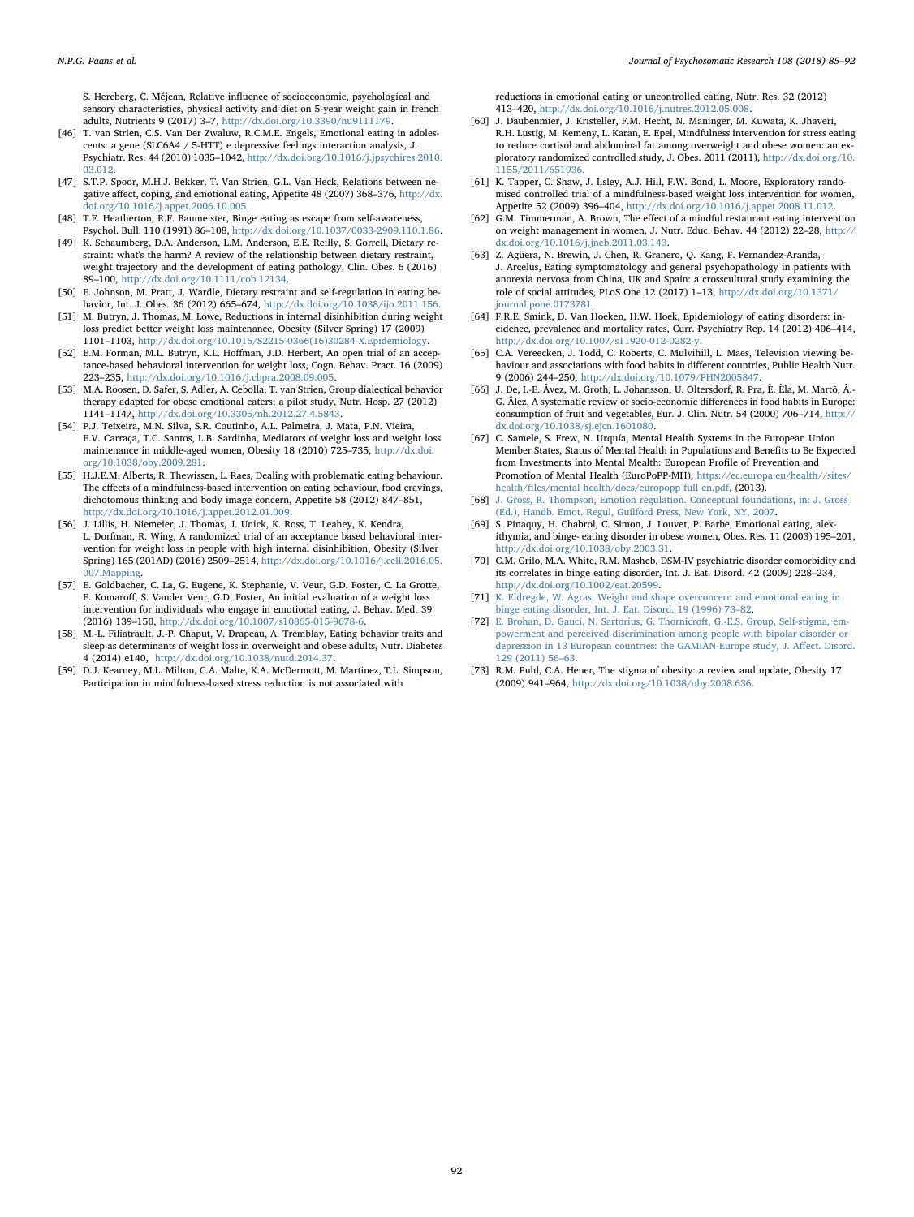S. Hercberg, C. Méjean, Relative influence of socioeconomic, psychological and sensory characteristics, physical activity and diet on 5-year weight gain in french adults, Nutrients 9 (2017) 3–7, http://dx.doi.org/10.3390/nu9111179.

[46] T. van Strien, C.S. Van Der Zwaluw, R.C.M.E. Engels, Emotional eating in adolescents: a gene (SLC6A4 / 5-HTT) e depressive feelings interaction analysis, J. Psychiatr. Res. 44 (2010) 1035–1042, http://dx.doi.org/10.1016/j.jpsychires.2010.03.012.

[47] S.T.P. Spoor, M.H.J. Bekker, T. Van Strien, G.L. Van Heck, Relations between negative affect, coping, and emotional eating, Appetite 48 (2007) 368–376, http://dx.doi.org/10.1016/j.appet.2006.10.005.

[48] T.F. Heatherton, R.F. Baumeister, Binge eating as escape from self-awareness, Psychol. Bull. 110 (1991) 86–108, http://dx.doi.org/10.1037/0033-2909.110.1.86.

[49] K. Schaumberg, D.A. Anderson, L.M. Anderson, E.E. Reilly, S. Gorrell, Dietary restraint: what's the harm? A review of the relationship between dietary restraint, weight trajectory and the development of eating pathology, Clin. Obes. 6 (2016) 89–100, http://dx.doi.org/10.1111/cob.12134.

[50] F. Johnson, M. Pratt, J. Wardle, Dietary restraint and self-regulation in eating behavior, Int. J. Obes. 36 (2012) 665–674, http://dx.doi.org/10.1038/ijo.2011.156.

[51] M. Butryn, J. Thomas, M. Lowe, Reductions in internal disinhibition during weight loss predict better weight loss maintenance, Obesity (Silver Spring) 17 (2009) 1101–1103, http://dx.doi.org/10.1016/S2215-0366(16)30284-X.Epidemiology.

[52] E.M. Forman, M.L. Butryn, K.L. Hoffman, J.D. Herbert, An open trial of an acceptance-based behavioral intervention for weight loss, Cogn. Behav. Pract. 16 (2009) 223–235, http://dx.doi.org/10.1016/j.cbpra.2008.09.005.

[53] M.A. Roosen, D. Safer, S. Adler, A. Cebolla, T. van Strien, Group dialectical behavior therapy adapted for obese emotional eaters; a pilot study, Nutr. Hosp. 27 (2012) 1141–1147, http://dx.doi.org/10.3305/nh.2012.27.4.5843.

[54] P.J. Teixeira, M.N. Silva, S.R. Coutinho, A.L. Palmeira, J. Mata, P.N. Vieira, E.V. Carraça, T.C. Santos, L.B. Sardinha, Mediators of weight loss and weight loss maintenance in middle-aged women, Obesity 18 (2010) 725–735, http://dx.doi.org/10.1038/oby.2009.281.

[55] H.J.E.M. Alberts, R. Thewissen, L. Raes, Dealing with problematic eating behaviour. The effects of a mindfulness-based intervention on eating behaviour, food cravings, dichotomous thinking and body image concern, Appetite 58 (2012) 847–851, http://dx.doi.org/10.1016/j.appet.2012.01.009.

[56] J. Lillis, H. Niemeier, J. Thomas, J. Unick, K. Ross, T. Leahey, K. Kendra, L. Dorfman, R. Wing, A randomized trial of an acceptance based behavioral intervention for weight loss in people with high internal disinhibition, Obesity (Silver Spring) 165 (201AD) (2016) 2509–2514, http://dx.doi.org/10.1016/j.cell.2016.05.007.Mapping.

[57] E. Goldbacher, C. La, G. Eugene, K. Stephanie, V. Veur, G.D. Foster, C. La Grotte, E. Komaroff, S. Vander Veur, G.D. Foster, An initial evaluation of a weight loss intervention for individuals who engage in emotional eating, J. Behav. Med. 39 (2016) 139–150, http://dx.doi.org/10.1007/s10865-015-9678-6.

[58] M.-L. Filiatrault, J.-P. Chaput, V. Drapeau, A. Tremblay, Eating behavior traits and sleep as determinants of weight loss in overweight and obese adults, Nutr. Diabetes 4 (2014) e140, http://dx.doi.org/10.1038/nutd.2014.37.

[59] D.J. Kearney, M.L. Milton, C.A. Malte, K.A. McDermott, M. Martinez, T.L. Simpson, Participation in mindfulness-based stress reduction is not associated with reductions in emotional eating or uncontrolled eating, Nutr. Res. 32 (2012) 413–420, http://dx.doi.org/10.1016/j.nutres.2012.05.008.

[60] J. Daubenmier, J. Kristeller, F.M. Hecht, N. Maninger, M. Kuwata, K. Jhaveri, R.H. Lustig, M. Kemeny, L. Karan, E. Epel, Mindfulness intervention for stress eating to reduce cortisol and abdominal fat among overweight and obese women: an exploratory randomized controlled study, J. Obes. 2011 (2011), http://dx.doi.org/10.1155/2011/651936.

[61] K. Tapper, C. Shaw, J. Ilsley, A.J. Hill, F.W. Bond, L. Moore, Exploratory randomised controlled trial of a mindfulness-based weight loss intervention for women, Appetite 52 (2009) 396–404, http://dx.doi.org/10.1016/j.appet.2008.11.012.

[62] G.M. Timmerman, A. Brown, The effect of a mindful restaurant eating intervention on weight management in women, J. Nutr. Educ. Behav. 44 (2012) 22–28, http://dx.doi.org/10.1016/j.jneb.2011.03.143.

[63] Z. Agüera, N. Brewin, J. Chen, R. Granero, Q. Kang, F. Fernandez-Aranda, J. Arcelus, Eating symptomatology and general psychopathology in patients with anorexia nervosa from China, UK and Spain: a crosscultural study examining the role of social attitudes, PLoS One 12 (2017) 1–13, http://dx.doi.org/10.1371/journal.pone.0173781.

[64] F.R.E. Smink, D. Van Hoeken, H.W. Hoek, Epidemiology of eating disorders: incidence, prevalence and mortality rates, Curr. Psychiatry Rep. 14 (2012) 406–414, http://dx.doi.org/10.1007/s11920-012-0282-y.

[65] C.A. Vereecken, J. Todd, C. Roberts, C. Mulvihill, L. Maes, Television viewing behaviour and associations with food habits in different countries, Public Health Nutr. 9 (2006) 244–250, http://dx.doi.org/10.1079/PHN2005847.

[66] J. De, I.-E. Âvez, M. Groth, L. Johansson, U. Oltersdorf, R. Pra, È. Èla, M. Martõ, Â.-G. Âlez, A systematic review of socio-economic differences in food habits in Europe: consumption of fruit and vegetables, Eur. J. Clin. Nutr. 54 (2000) 706–714, http://dx.doi.org/10.1038/sj.ejcn.1601080.

[67] C. Samele, S. Frew, N. Urquía, Mental Health Systems in the European Union Member States, Status of Mental Health in Populations and Benefits to Be Expected from Investments into Mental Mealth: European Profile of Prevention and Promotion of Mental Health (EuroPoPP-MH), https://ec.europa.eu/health//sites/health/files/mental_health/docs/europopp_full_en.pdf, (2013).

[68] J. Gross, R. Thompson, Emotion regulation. Conceptual foundations, in: J. Gross (Ed.), Handb. Emot. Regul, Guilford Press, New York, NY, 2007.

[69] S. Pinaquy, H. Chabrol, C. Simon, J. Louvet, P. Barbe, Emotional eating, alexithymia, and binge- eating disorder in obese women, Obes. Res. 11 (2003) 195–201, http://dx.doi.org/10.1038/oby.2003.31.

[70] C.M. Grilo, M.A. White, R.M. Masheb, DSM-IV psychiatric disorder comorbidity and its correlates in binge eating disorder, Int. J. Eat. Disord. 42 (2009) 228–234, http://dx.doi.org/10.1002/eat.20599.

[71] K. Eldregde, W. Agras, Weight and shape overconcern and emotional eating in binge eating disorder, Int. J. Eat. Disord. 19 (1996) 73–82.

[72] E. Brohan, D. Gauci, N. Sartorius, G. Thornicroft, G.-E.S. Group, Self-stigma, empowerment and perceived discrimination among people with bipolar disorder or depression in 13 European countries: the GAMIAN-Europe study, J. Affect. Disord. 129 (2011) 56–63.

[73] R.M. Puhl, C.A. Heuer, The stigma of obesity: a review and update, Obesity 17 (2009) 941–964, http://dx.doi.org/10.1038/oby.2008.636.